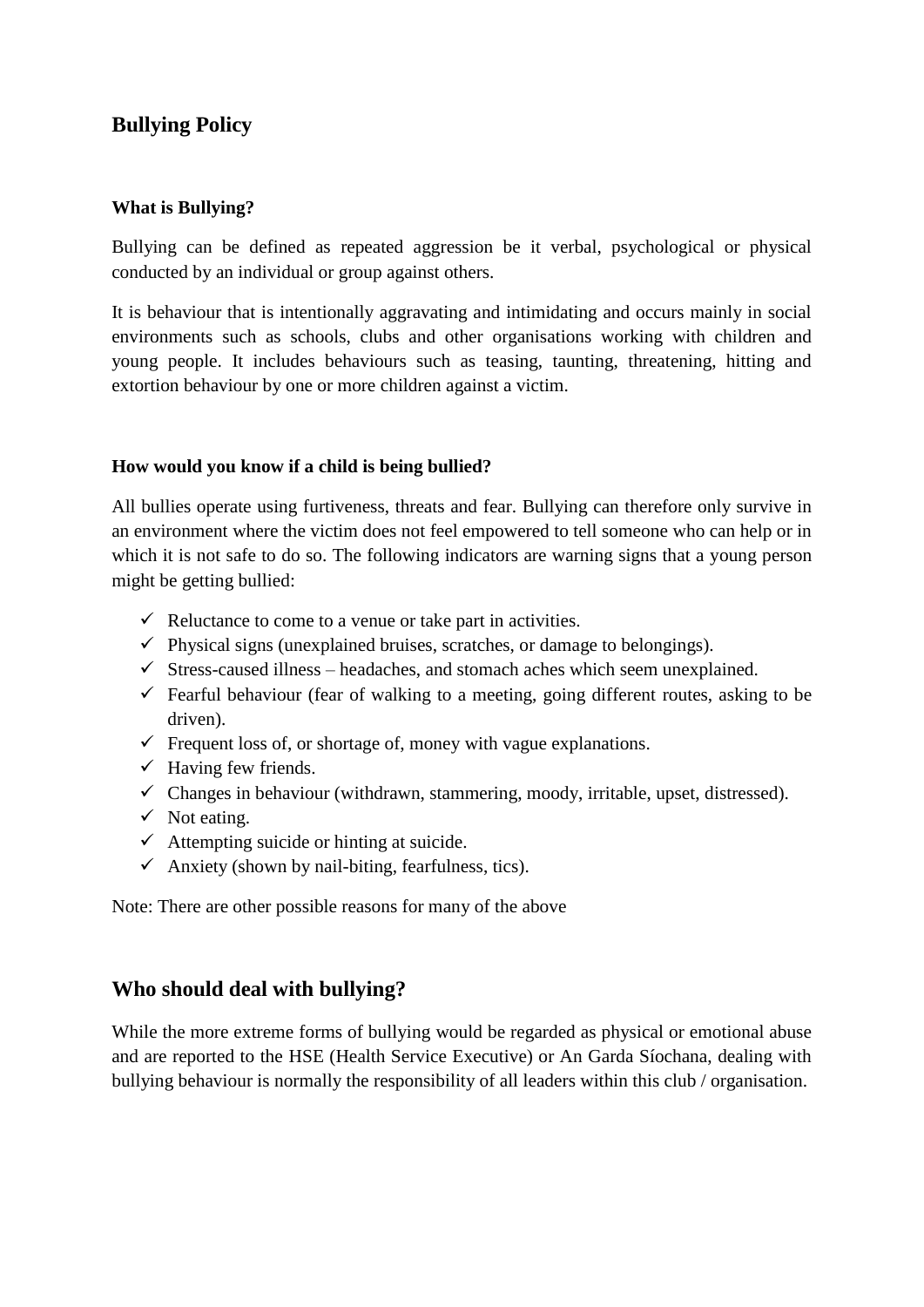# Bullying Policy

### What is Bullying?

Bullying can be defined as repeated aggression be it verbal, psychological or physical conducted by an individual or group against others.

It is behaviour that is intentionally aggravating and intimidating and occurs mainly in social environments such as schools, clubs and other organisations working with children and young people. It includes behaviours such as teasing, taunting, threatening, hitting and extortion behaviour by one or more children against a victim.

### How would you know if a child is being bullied?

All bullies operate using furtiveness, threats and fear. Bullying can therefore only survive in an environment where the victim does not feel empowered to tell someone who can help or in which it is not safe to do so. The following indicators are warning signs that a young person might be getting bullied:

- ✓ Reluctance to come to a venue or take part in activities.
- ✓ Physical signs (unexplained bruises, scratches, or damage to belongings).
- ✓ Stress-caused illness – headaches, and stomach aches which seem unexplained.
- ✓ Fearful behaviour (fear of walking to a meeting, going different routes, asking to be driven).
- ✓ Frequent loss of, or shortage of, money with vague explanations.
- ✓ Having few friends.
- ✓ Changes in behaviour (withdrawn, stammering, moody, irritable, upset, distressed).
- ✓ Not eating.
- ✓ Attempting suicide or hinting at suicide.
- ✓ Anxiety (shown by nail-biting, fearfulness, tics).

Note: There are other possible reasons for many of the above

## Who should deal with bullying?

While the more extreme forms of bullying would be regarded as physical or emotional abuse and are reported to the HSE (Health Service Executive) or An Garda Síochana, dealing with bullying behaviour is normally the responsibility of all leaders within this club / organisation.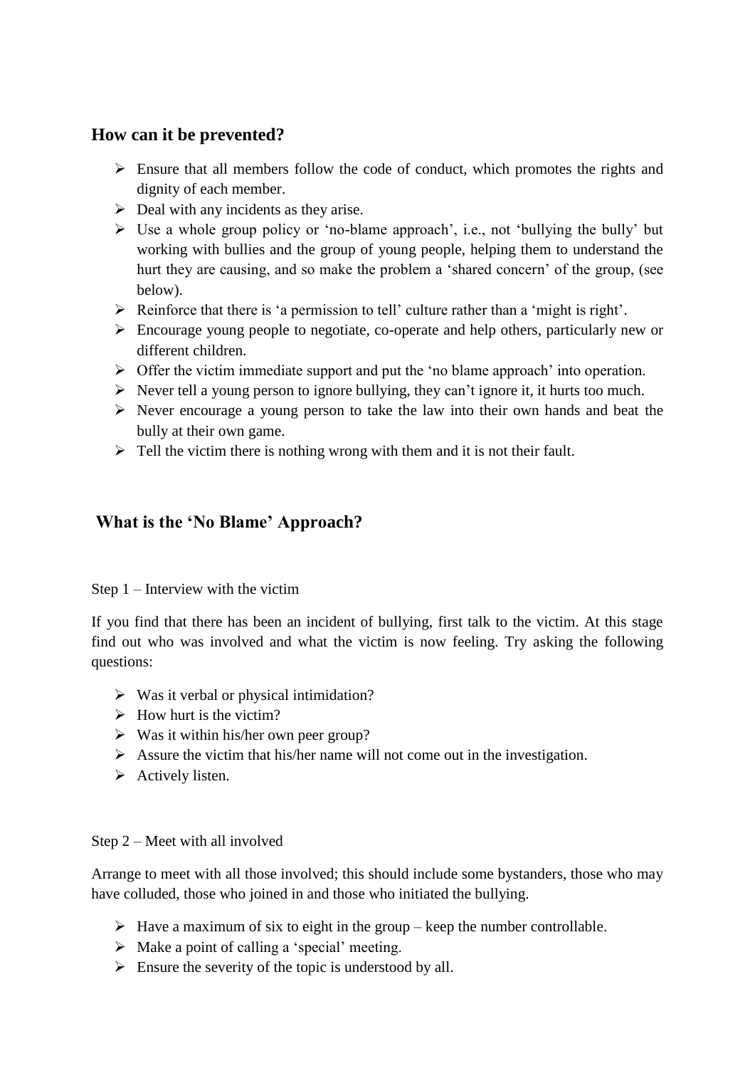## How can it be prevented?

- Ensure that all members follow the code of conduct, which promotes the rights and dignity of each member.
- Deal with any incidents as they arise.
- Use a whole group policy or 'no-blame approach', i.e., not 'bullying the bully' but working with bullies and the group of young people, helping them to understand the hurt they are causing, and so make the problem a 'shared concern' of the group, (see below).
- Reinforce that there is 'a permission to tell' culture rather than a 'might is right'.
- Encourage young people to negotiate, co-operate and help others, particularly new or different children.
- Offer the victim immediate support and put the 'no blame approach' into operation.
- Never tell a young person to ignore bullying, they can't ignore it, it hurts too much.
- Never encourage a young person to take the law into their own hands and beat the bully at their own game.
- Tell the victim there is nothing wrong with them and it is not their fault.

## What is the 'No Blame' Approach?

Step 1 – Interview with the victim

If you find that there has been an incident of bullying, first talk to the victim. At this stage find out who was involved and what the victim is now feeling. Try asking the following questions:

- Was it verbal or physical intimidation?
- How hurt is the victim?
- Was it within his/her own peer group?
- Assure the victim that his/her name will not come out in the investigation.
- Actively listen.

Step 2 – Meet with all involved

Arrange to meet with all those involved; this should include some bystanders, those who may have colluded, those who joined in and those who initiated the bullying.

- Have a maximum of six to eight in the group – keep the number controllable.
- Make a point of calling a 'special' meeting.
- Ensure the severity of the topic is understood by all.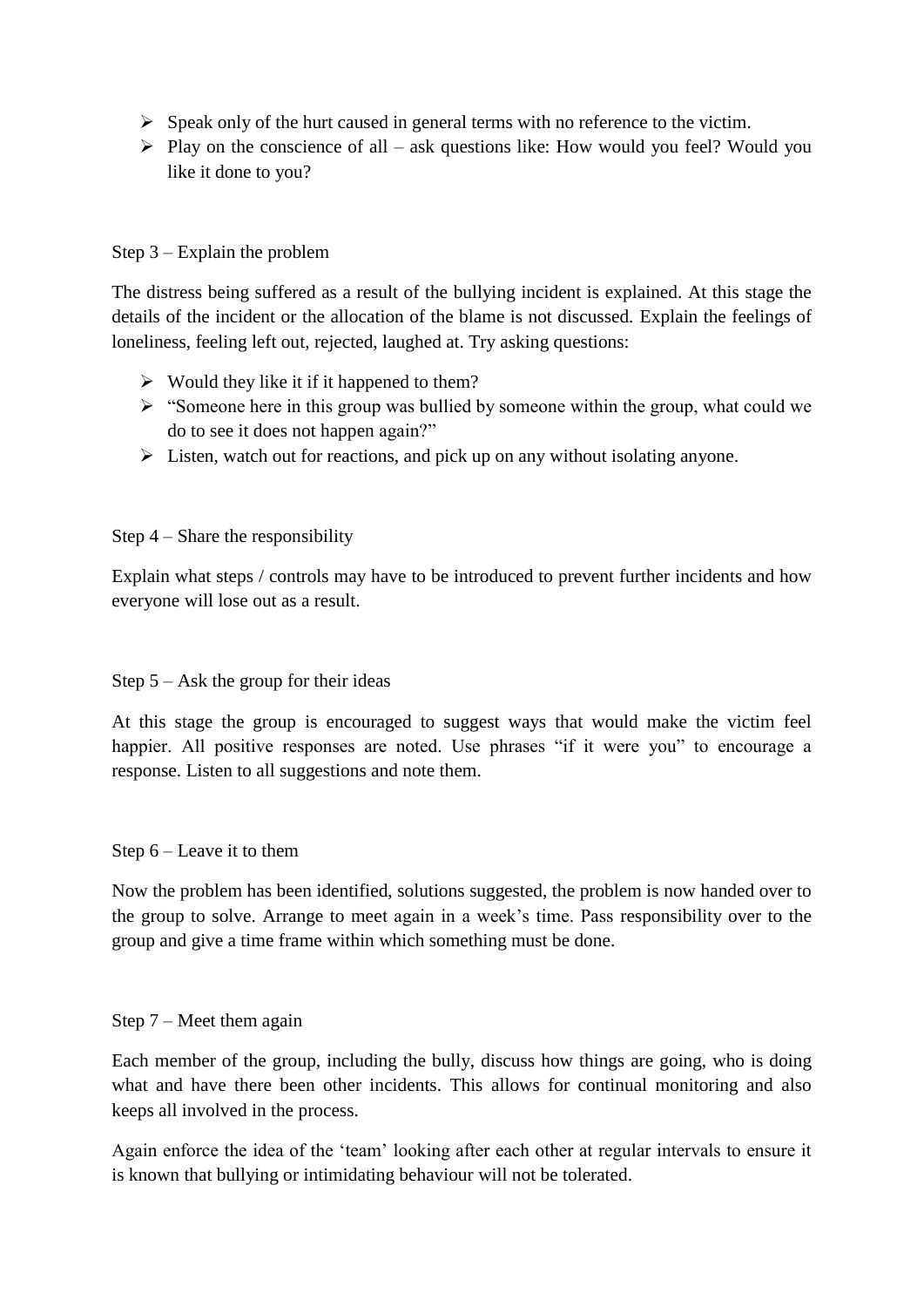- Speak only of the hurt caused in general terms with no reference to the victim.
- Play on the conscience of all – ask questions like: How would you feel? Would you like it done to you?

Step 3 – Explain the problem

The distress being suffered as a result of the bullying incident is explained. At this stage the details of the incident or the allocation of the blame is not discussed. Explain the feelings of loneliness, feeling left out, rejected, laughed at. Try asking questions:

- Would they like it if it happened to them?
- "Someone here in this group was bullied by someone within the group, what could we do to see it does not happen again?"
- Listen, watch out for reactions, and pick up on any without isolating anyone.

Step 4 – Share the responsibility

Explain what steps / controls may have to be introduced to prevent further incidents and how everyone will lose out as a result.

Step 5 – Ask the group for their ideas

At this stage the group is encouraged to suggest ways that would make the victim feel happier. All positive responses are noted. Use phrases "if it were you" to encourage a response. Listen to all suggestions and note them.

Step 6 – Leave it to them

Now the problem has been identified, solutions suggested, the problem is now handed over to the group to solve. Arrange to meet again in a week's time. Pass responsibility over to the group and give a time frame within which something must be done.

Step 7 – Meet them again

Each member of the group, including the bully, discuss how things are going, who is doing what and have there been other incidents. This allows for continual monitoring and also keeps all involved in the process.

Again enforce the idea of the 'team' looking after each other at regular intervals to ensure it is known that bullying or intimidating behaviour will not be tolerated.